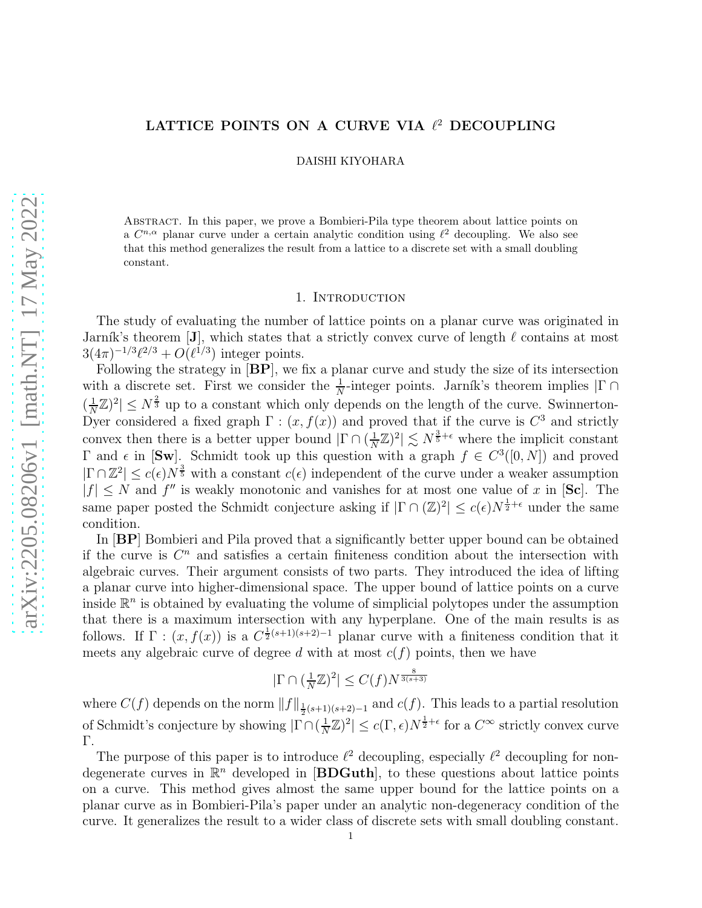# LATTICE POINTS ON A CURVE VIA $\ell^2$ DECOUPLING

DAISHI KIYOHARA

Abstract. In this paper, we prove a Bombieri-Pila type theorem about lattice points on a $C^{n,\alpha}$ planar curve under a certain analytic condition using $\ell^2$ decoupling. We also see that this method generalizes the result from a lattice to a discrete set with a small doubling constant.

## 1. Introduction

The study of evaluating the number of lattice points on a planar curve was originated in Jarník's theorem [**J**], which states that a strictly convex curve of length $\ell$ contains at most $3(4\pi)^{-1/3}\ell^{2/3} + O(\ell^{1/3})$ integer points.

Following the strategy in [**BP**], we fix a planar curve and study the size of its intersection with a discrete set. First we consider the $\frac{1}{N}$-integer points. Jarník's theorem implies $|\Gamma \cap (\frac{1}{N}\mathbb{Z})^2| \leq N^{\frac{2}{3}}$ up to a constant which only depends on the length of the curve. Swinnerton-Dyer considered a fixed graph $\Gamma : (x, f(x))$ and proved that if the curve is $C^3$ and strictly convex then there is a better upper bound $|\Gamma \cap (\frac{1}{N}\mathbb{Z})^2| \lesssim N^{\frac{3}{5}+\epsilon}$ where the implicit constant $\Gamma$ and $\epsilon$ in [**Sw**]. Schmidt took up this question with a graph $f \in C^3([0, N])$ and proved $|\Gamma \cap \mathbb{Z}^2| \leq c(\epsilon)N^{\frac{3}{5}}$ with a constant $c(\epsilon)$ independent of the curve under a weaker assumption $|f| \leq N$ and $f''$ is weakly monotonic and vanishes for at most one value of $x$ in [**Sc**]. The same paper posted the Schmidt conjecture asking if $|\Gamma \cap (\mathbb{Z})^2| \leq c(\epsilon)N^{\frac{1}{2}+\epsilon}$ under the same condition.

In [**BP**] Bombieri and Pila proved that a significantly better upper bound can be obtained if the curve is $C^n$ and satisfies a certain finiteness condition about the intersection with algebraic curves. Their argument consists of two parts. They introduced the idea of lifting a planar curve into higher-dimensional space. The upper bound of lattice points on a curve inside $\mathbb{R}^n$ is obtained by evaluating the volume of simplicial polytopes under the assumption that there is a maximum intersection with any hyperplane. One of the main results is as follows. If $\Gamma : (x, f(x))$ is a $C^{\frac{1}{2}(s+1)(s+2)-1}$ planar curve with a finiteness condition that it meets any algebraic curve of degree $d$ with at most $c(f)$ points, then we have

$$|\Gamma \cap (\tfrac{1}{N}\mathbb{Z})^2| \leq C(f)N^{\frac{8}{3(s+3)}}$$

where $C(f)$ depends on the norm $\|f\|_{\frac{1}{2}(s+1)(s+2)-1}$ and $c(f)$. This leads to a partial resolution of Schmidt's conjecture by showing $|\Gamma \cap (\frac{1}{N}\mathbb{Z})^2| \leq c(\Gamma, \epsilon)N^{\frac{1}{2}+\epsilon}$ for a $C^\infty$ strictly convex curve $\Gamma$.

The purpose of this paper is to introduce $\ell^2$ decoupling, especially $\ell^2$ decoupling for non-degenerate curves in $\mathbb{R}^n$ developed in [**BDGuth**], to these questions about lattice points on a curve. This method gives almost the same upper bound for the lattice points on a planar curve as in Bombieri-Pila's paper under an analytic non-degeneracy condition of the curve. It generalizes the result to a wider class of discrete sets with small doubling constant.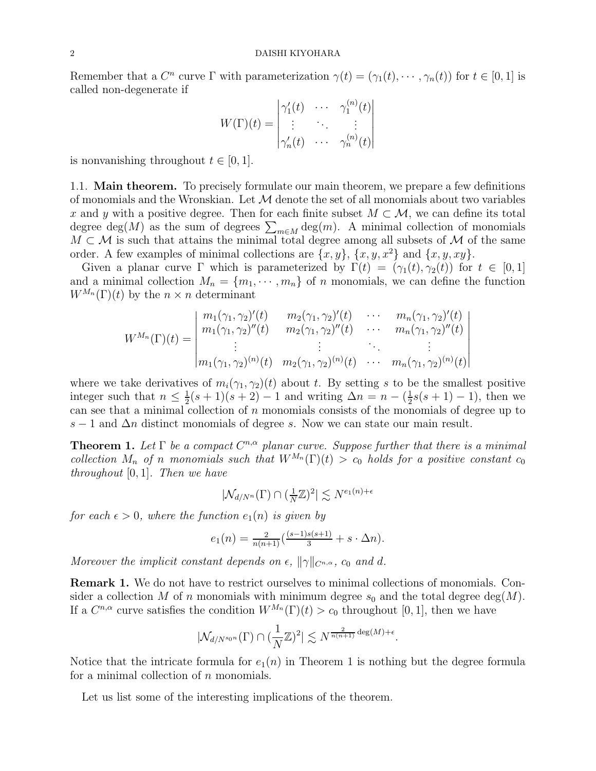Remember that a $C^n$ curve $\Gamma$ with parameterization $\gamma(t) = (\gamma_1(t), \cdots, \gamma_n(t))$ for $t \in [0,1]$ is called non-degenerate if

$$W(\Gamma)(t) = \begin{vmatrix} \gamma_1'(t) & \cdots & \gamma_1^{(n)}(t) \\ \vdots & \ddots & \vdots \\ \gamma_n'(t) & \cdots & \gamma_n^{(n)}(t) \end{vmatrix}$$

is nonvanishing throughout $t \in [0,1]$.

### 1.1. Main theorem.

To precisely formulate our main theorem, we prepare a few definitions of monomials and the Wronskian. Let $\mathcal{M}$ denote the set of all monomials about two variables $x$ and $y$ with a positive degree. Then for each finite subset $M \subset \mathcal{M}$, we can define its total degree $\deg(M)$ as the sum of degrees $\sum_{m \in M} \deg(m)$. A minimal collection of monomials $M \subset \mathcal{M}$ is such that attains the minimal total degree among all subsets of $\mathcal{M}$ of the same order. A few examples of minimal collections are $\{x, y\}$, $\{x, y, x^2\}$ and $\{x, y, xy\}$.

Given a planar curve $\Gamma$ which is parameterized by $\Gamma(t) = (\gamma_1(t), \gamma_2(t))$ for $t \in [0,1]$ and a minimal collection $M_n = \{m_1, \cdots, m_n\}$ of $n$ monomials, we can define the function $W^{M_n}(\Gamma)(t)$ by the $n \times n$ determinant

$$W^{M_n}(\Gamma)(t) = \begin{vmatrix} m_1(\gamma_1,\gamma_2)'(t) & m_2(\gamma_1,\gamma_2)'(t) & \cdots & m_n(\gamma_1,\gamma_2)'(t) \\ m_1(\gamma_1,\gamma_2)''(t) & m_2(\gamma_1,\gamma_2)''(t) & \cdots & m_n(\gamma_1,\gamma_2)''(t) \\ \vdots & \vdots & \ddots & \vdots \\ m_1(\gamma_1,\gamma_2)^{(n)}(t) & m_2(\gamma_1,\gamma_2)^{(n)}(t) & \cdots & m_n(\gamma_1,\gamma_2)^{(n)}(t) \end{vmatrix}$$

where we take derivatives of $m_i(\gamma_1, \gamma_2)(t)$ about $t$. By setting $s$ to be the smallest positive integer such that $n \leq \frac{1}{2}(s+1)(s+2) - 1$ and writing $\Delta n = n - (\frac{1}{2}s(s+1) - 1)$, then we can see that a minimal collection of $n$ monomials consists of the monomials of degree up to $s - 1$ and $\Delta n$ distinct monomials of degree $s$. Now we can state our main result.

**Theorem 1.** *Let $\Gamma$ be a compact $C^{n,\alpha}$ planar curve. Suppose further that there is a minimal collection $M_n$ of $n$ monomials such that $W^{M_n}(\Gamma)(t) > c_0$ holds for a positive constant $c_0$ throughout $[0,1]$. Then we have*

$$|\mathcal{N}_{d/N^n}(\Gamma) \cap (\tfrac{1}{N}\mathbb{Z})^2| \lesssim N^{e_1(n)+\epsilon}$$

*for each $\epsilon > 0$, where the function $e_1(n)$ is given by*

$$e_1(n) = \tfrac{2}{n(n+1)}\left(\tfrac{(s-1)s(s+1)}{3} + s \cdot \Delta n\right).$$

*Moreover the implicit constant depends on $\epsilon$, $\|\gamma\|_{C^{n,\alpha}}$, $c_0$ and $d$.*

**Remark 1.** We do not have to restrict ourselves to minimal collections of monomials. Consider a collection $M$ of $n$ monomials with minimum degree $s_0$ and the total degree $\deg(M)$. If a $C^{n,\alpha}$ curve satisfies the condition $W^{M_n}(\Gamma)(t) > c_0$ throughout $[0,1]$, then we have

$$|\mathcal{N}_{d/N^{s_0 n}}(\Gamma) \cap (\frac{1}{N}\mathbb{Z})^2| \lesssim N^{\frac{2}{n(n+1)}\deg(M)+\epsilon}.$$

Notice that the intricate formula for $e_1(n)$ in Theorem 1 is nothing but the degree formula for a minimal collection of $n$ monomials.

Let us list some of the interesting implications of the theorem.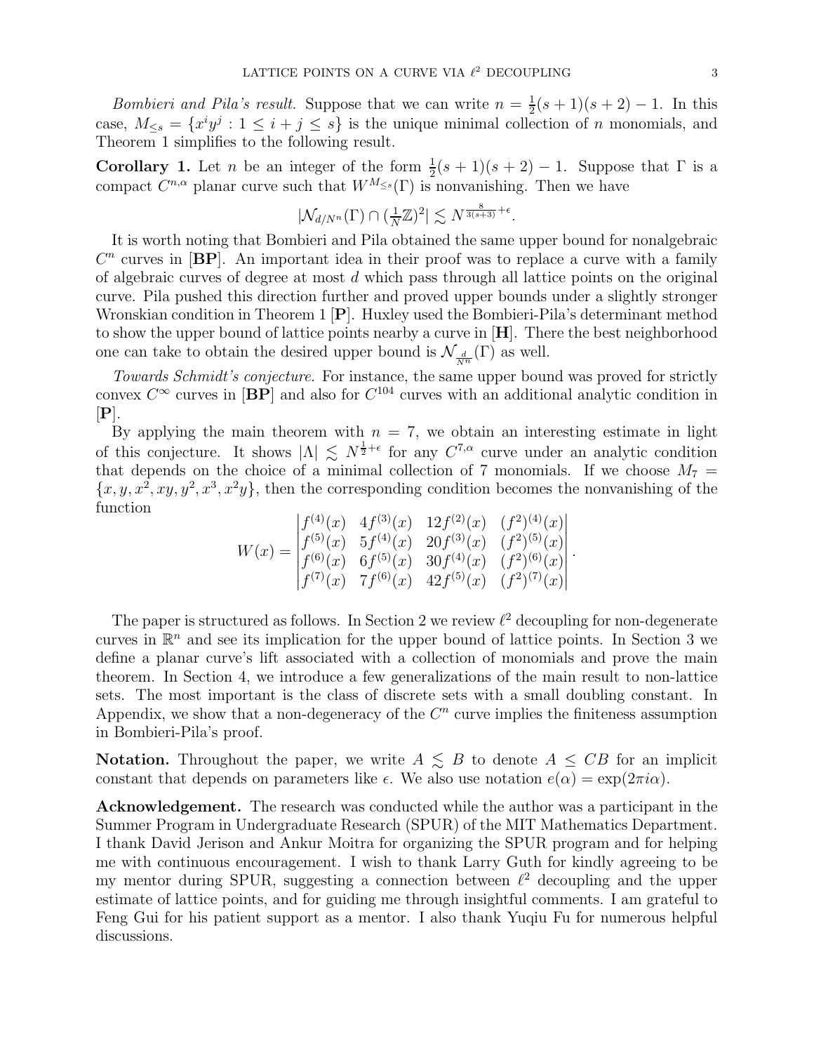*Bombieri and Pila's result.* Suppose that we can write $n = \frac{1}{2}(s+1)(s+2) - 1$. In this case, $M_{\leq s} = \{x^i y^j : 1 \leq i + j \leq s\}$ is the unique minimal collection of $n$ monomials, and Theorem 1 simplifies to the following result.

**Corollary 1.** Let $n$ be an integer of the form $\frac{1}{2}(s+1)(s+2) - 1$. Suppose that $\Gamma$ is a compact $C^{n,\alpha}$ planar curve such that $W^{M_{\leq s}}(\Gamma)$ is nonvanishing. Then we have

$$|\mathcal{N}_{d/N^n}(\Gamma) \cap (\tfrac{1}{N}\mathbb{Z})^2| \lesssim N^{\frac{8}{3(s+3)}+\epsilon}.$$

It is worth noting that Bombieri and Pila obtained the same upper bound for nonalgebraic $C^n$ curves in [**BP**]. An important idea in their proof was to replace a curve with a family of algebraic curves of degree at most $d$ which pass through all lattice points on the original curve. Pila pushed this direction further and proved upper bounds under a slightly stronger Wronskian condition in Theorem 1 [**P**]. Huxley used the Bombieri-Pila's determinant method to show the upper bound of lattice points nearby a curve in [**H**]. There the best neighborhood one can take to obtain the desired upper bound is $\mathcal{N}_{\frac{d}{N^n}}(\Gamma)$ as well.

*Towards Schmidt's conjecture.* For instance, the same upper bound was proved for strictly convex $C^\infty$ curves in [**BP**] and also for $C^{104}$ curves with an additional analytic condition in [**P**].

By applying the main theorem with $n = 7$, we obtain an interesting estimate in light of this conjecture. It shows $|\Lambda| \lesssim N^{\frac{1}{2}+\epsilon}$ for any $C^{7,\alpha}$ curve under an analytic condition that depends on the choice of a minimal collection of 7 monomials. If we choose $M_7 = \{x, y, x^2, xy, y^2, x^3, x^2y\}$, then the corresponding condition becomes the nonvanishing of the function

$$W(x) = \begin{vmatrix} f^{(4)}(x) & 4f^{(3)}(x) & 12f^{(2)}(x) & (f^2)^{(4)}(x) \\ f^{(5)}(x) & 5f^{(4)}(x) & 20f^{(3)}(x) & (f^2)^{(5)}(x) \\ f^{(6)}(x) & 6f^{(5)}(x) & 30f^{(4)}(x) & (f^2)^{(6)}(x) \\ f^{(7)}(x) & 7f^{(6)}(x) & 42f^{(5)}(x) & (f^2)^{(7)}(x) \end{vmatrix}.$$

The paper is structured as follows. In Section 2 we review $\ell^2$ decoupling for non-degenerate curves in $\mathbb{R}^n$ and see its implication for the upper bound of lattice points. In Section 3 we define a planar curve's lift associated with a collection of monomials and prove the main theorem. In Section 4, we introduce a few generalizations of the main result to non-lattice sets. The most important is the class of discrete sets with a small doubling constant. In Appendix, we show that a non-degeneracy of the $C^n$ curve implies the finiteness assumption in Bombieri-Pila's proof.

**Notation.** Throughout the paper, we write $A \lesssim B$ to denote $A \leq CB$ for an implicit constant that depends on parameters like $\epsilon$. We also use notation $e(\alpha) = \exp(2\pi i \alpha)$.

**Acknowledgement.** The research was conducted while the author was a participant in the Summer Program in Undergraduate Research (SPUR) of the MIT Mathematics Department. I thank David Jerison and Ankur Moitra for organizing the SPUR program and for helping me with continuous encouragement. I wish to thank Larry Guth for kindly agreeing to be my mentor during SPUR, suggesting a connection between $\ell^2$ decoupling and the upper estimate of lattice points, and for guiding me through insightful comments. I am grateful to Feng Gui for his patient support as a mentor. I also thank Yuqiu Fu for numerous helpful discussions.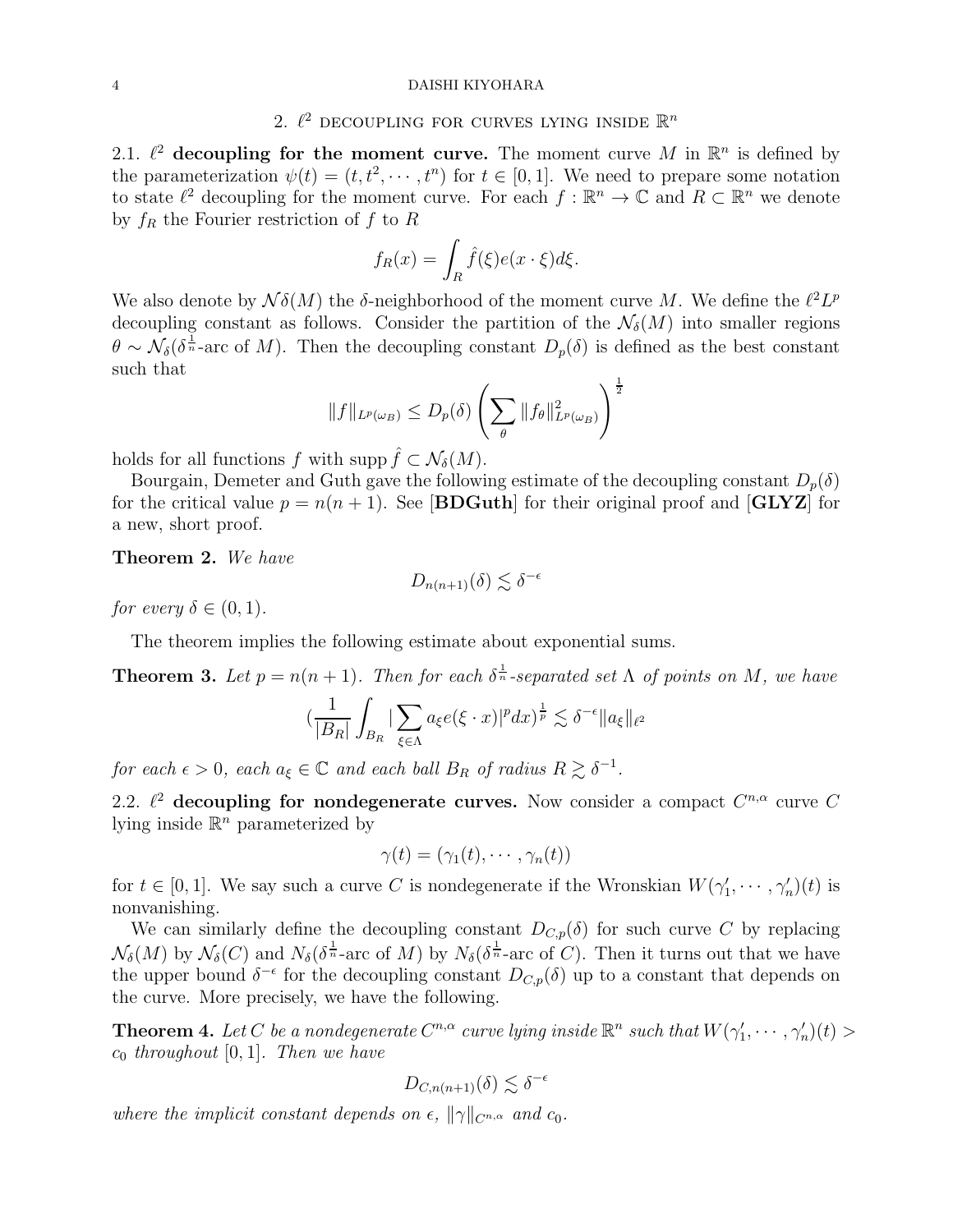## 2. $\ell^2$ decoupling for curves lying inside $\mathbb{R}^n$

**2.1. $\ell^2$ decoupling for the moment curve.** The moment curve $M$ in $\mathbb{R}^n$ is defined by the parameterization $\psi(t) = (t, t^2, \cdots, t^n)$ for $t \in [0,1]$. We need to prepare some notation to state $\ell^2$ decoupling for the moment curve. For each $f : \mathbb{R}^n \to \mathbb{C}$ and $R \subset \mathbb{R}^n$ we denote by $f_R$ the Fourier restriction of $f$ to $R$

$$f_R(x) = \int_R \hat{f}(\xi) e(x \cdot \xi) d\xi.$$

We also denote by $\mathcal{N}\delta(M)$ the $\delta$-neighborhood of the moment curve $M$. We define the $\ell^2 L^p$ decoupling constant as follows. Consider the partition of the $\mathcal{N}_\delta(M)$ into smaller regions $\theta \sim \mathcal{N}_\delta(\delta^{\frac{1}{n}}\text{-arc of } M)$. Then the decoupling constant $D_p(\delta)$ is defined as the best constant such that

$$\|f\|_{L^p(\omega_B)} \leq D_p(\delta) \left( \sum_\theta \|f_\theta\|^2_{L^p(\omega_B)} \right)^{\frac{1}{2}}$$

holds for all functions $f$ with $\operatorname{supp} \hat{f} \subset \mathcal{N}_\delta(M)$.

Bourgain, Demeter and Guth gave the following estimate of the decoupling constant $D_p(\delta)$ for the critical value $p = n(n+1)$. See [**BDGuth**] for their original proof and [**GLYZ**] for a new, short proof.

**Theorem 2.** *We have*

$$D_{n(n+1)}(\delta) \lesssim \delta^{-\epsilon}$$

*for every $\delta \in (0,1)$.*

The theorem implies the following estimate about exponential sums.

**Theorem 3.** *Let $p = n(n+1)$. Then for each $\delta^{\frac{1}{n}}$-separated set $\Lambda$ of points on $M$, we have*

$$\Big(\frac{1}{|B_R|} \int_{B_R} |\sum_{\xi \in \Lambda} a_\xi e(\xi \cdot x)|^p dx\Big)^{\frac{1}{p}} \lesssim \delta^{-\epsilon} \|a_\xi\|_{\ell^2}$$

*for each $\epsilon > 0$, each $a_\xi \in \mathbb{C}$ and each ball $B_R$ of radius $R \gtrsim \delta^{-1}$.*

**2.2. $\ell^2$ decoupling for nondegenerate curves.** Now consider a compact $C^{n,\alpha}$ curve $C$ lying inside $\mathbb{R}^n$ parameterized by

$$\gamma(t) = (\gamma_1(t), \cdots, \gamma_n(t))$$

for $t \in [0,1]$. We say such a curve $C$ is nondegenerate if the Wronskian $W(\gamma_1', \cdots, \gamma_n')(t)$ is nonvanishing.

We can similarly define the decoupling constant $D_{C,p}(\delta)$ for such curve $C$ by replacing $\mathcal{N}_\delta(M)$ by $\mathcal{N}_\delta(C)$ and $N_\delta(\delta^{\frac{1}{n}}\text{-arc of } M)$ by $N_\delta(\delta^{\frac{1}{n}}\text{-arc of } C)$. Then it turns out that we have the upper bound $\delta^{-\epsilon}$ for the decoupling constant $D_{C,p}(\delta)$ up to a constant that depends on the curve. More precisely, we have the following.

**Theorem 4.** *Let $C$ be a nondegenerate $C^{n,\alpha}$ curve lying inside $\mathbb{R}^n$ such that $W(\gamma_1', \cdots, \gamma_n')(t) > c_0$ throughout $[0,1]$. Then we have*

$$D_{C,n(n+1)}(\delta) \lesssim \delta^{-\epsilon}$$

*where the implicit constant depends on $\epsilon$, $\|\gamma\|_{C^{n,\alpha}}$ and $c_0$.*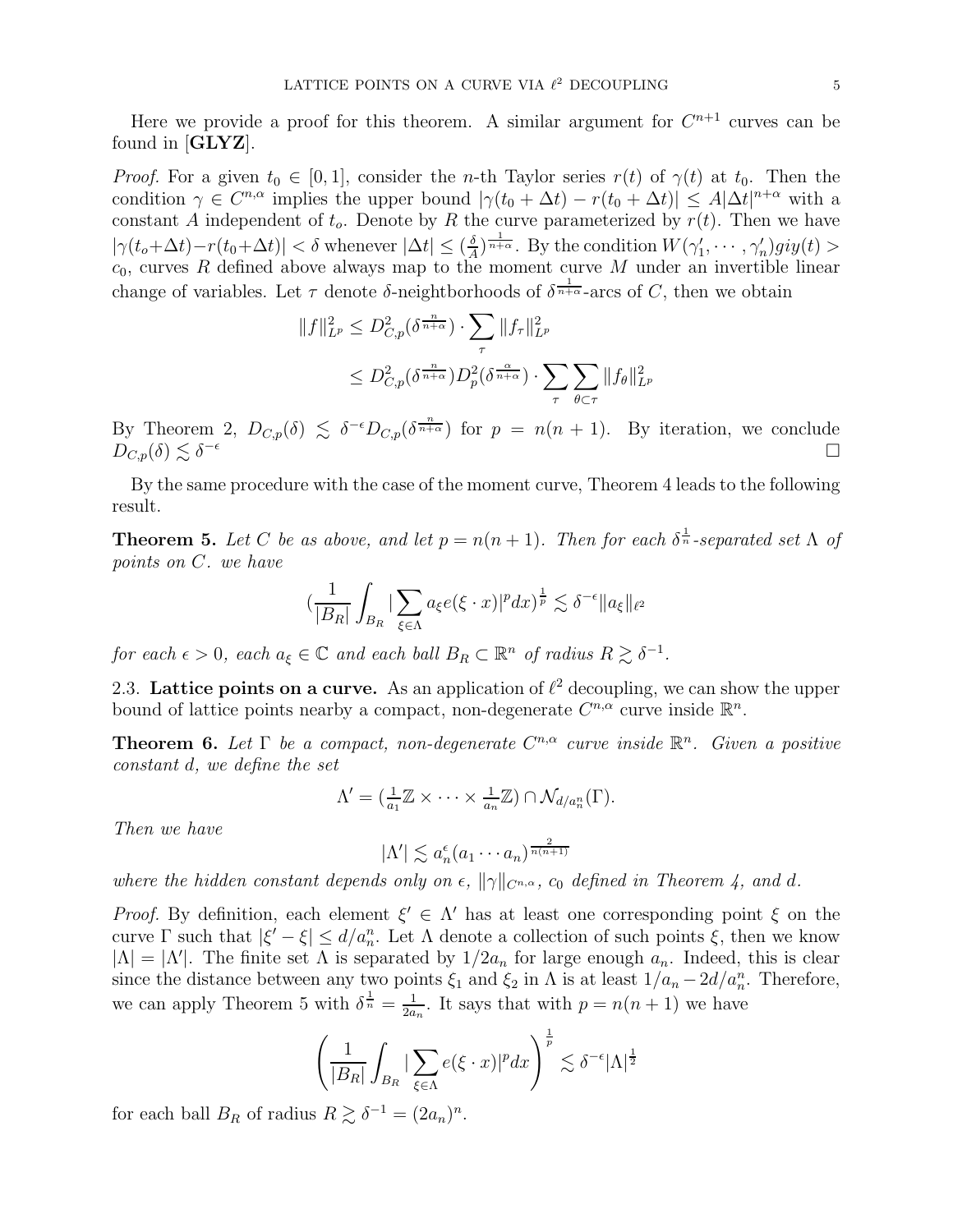Here we provide a proof for this theorem. A similar argument for $C^{n+1}$ curves can be found in [**GLYZ**].

*Proof.* For a given $t_0 \in [0,1]$, consider the $n$-th Taylor series $r(t)$ of $\gamma(t)$ at $t_0$. Then the condition $\gamma \in C^{n,\alpha}$ implies the upper bound $|\gamma(t_0+\Delta t) - r(t_0+\Delta t)| \leq A|\Delta t|^{n+\alpha}$ with a constant $A$ independent of $t_o$. Denote by $R$ the curve parameterized by $r(t)$. Then we have $|\gamma(t_o+\Delta t) - r(t_0+\Delta t)| < \delta$ whenever $|\Delta t| \leq (\frac{\delta}{A})^{\frac{1}{n+\alpha}}$. By the condition $W(\gamma_1', \cdots, \gamma_n')giy(t) > c_0$, curves $R$ defined above always map to the moment curve $M$ under an invertible linear change of variables. Let $\tau$ denote $\delta$-neightborhoods of $\delta^{\frac{1}{n+\alpha}}$-arcs of $C$, then we obtain

$$
\begin{aligned}
\|f\|_{L^p}^2 &\leq D_{C,p}^2(\delta^{\frac{n}{n+\alpha}}) \cdot \sum_\tau \|f_\tau\|_{L^p}^2 \\
&\leq D_{C,p}^2(\delta^{\frac{n}{n+\alpha}}) D_p^2(\delta^{\frac{\alpha}{n+\alpha}}) \cdot \sum_\tau \sum_{\theta \subset \tau} \|f_\theta\|_{L^p}^2
\end{aligned}
$$

By Theorem 2, $D_{C,p}(\delta) \lesssim \delta^{-\epsilon} D_{C,p}(\delta^{\frac{n}{n+\alpha}})$ for $p = n(n+1)$. By iteration, we conclude $D_{C,p}(\delta) \lesssim \delta^{-\epsilon}$ $\square$

By the same procedure with the case of the moment curve, Theorem 4 leads to the following result.

**Theorem 5.** *Let $C$ be as above, and let $p = n(n+1)$. Then for each $\delta^{\frac{1}{n}}$-separated set $\Lambda$ of points on $C$. we have*

$$
\left(\frac{1}{|B_R|}\int_{B_R} |\sum_{\xi \in \Lambda} a_\xi e(\xi \cdot x)|^p dx\right)^{\frac{1}{p}} \lesssim \delta^{-\epsilon} \|a_\xi\|_{\ell^2}
$$

*for each $\epsilon > 0$, each $a_\xi \in \mathbb{C}$ and each ball $B_R \subset \mathbb{R}^n$ of radius $R \gtrsim \delta^{-1}$.*

### 2.3. Lattice points on a curve.

As an application of $\ell^2$ decoupling, we can show the upper bound of lattice points nearby a compact, non-degenerate $C^{n,\alpha}$ curve inside $\mathbb{R}^n$.

**Theorem 6.** *Let $\Gamma$ be a compact, non-degenerate $C^{n,\alpha}$ curve inside $\mathbb{R}^n$. Given a positive constant $d$, we define the set*

$$
\Lambda' = (\tfrac{1}{a_1}\mathbb{Z} \times \cdots \times \tfrac{1}{a_n}\mathbb{Z}) \cap \mathcal{N}_{d/a_n^n}(\Gamma).
$$

*Then we have*

$$
|\Lambda'| \lesssim a_n^\epsilon (a_1 \cdots a_n)^{\frac{2}{n(n+1)}}
$$

*where the hidden constant depends only on $\epsilon$, $\|\gamma\|_{C^{n,\alpha}}$, $c_0$ defined in Theorem 4, and $d$.*

*Proof.* By definition, each element $\xi' \in \Lambda'$ has at least one corresponding point $\xi$ on the curve $\Gamma$ such that $|\xi' - \xi| \leq d/a_n^n$. Let $\Lambda$ denote a collection of such points $\xi$, then we know $|\Lambda| = |\Lambda'|$. The finite set $\Lambda$ is separated by $1/2a_n$ for large enough $a_n$. Indeed, this is clear since the distance between any two points $\xi_1$ and $\xi_2$ in $\Lambda$ is at least $1/a_n - 2d/a_n^n$. Therefore, we can apply Theorem 5 with $\delta^{\frac{1}{n}} = \frac{1}{2a_n}$. It says that with $p = n(n+1)$ we have

$$
\left(\frac{1}{|B_R|}\int_{B_R} |\sum_{\xi \in \Lambda} e(\xi \cdot x)|^p dx\right)^{\frac{1}{p}} \lesssim \delta^{-\epsilon} |\Lambda|^{\frac{1}{2}}
$$

for each ball $B_R$ of radius $R \gtrsim \delta^{-1} = (2a_n)^n$.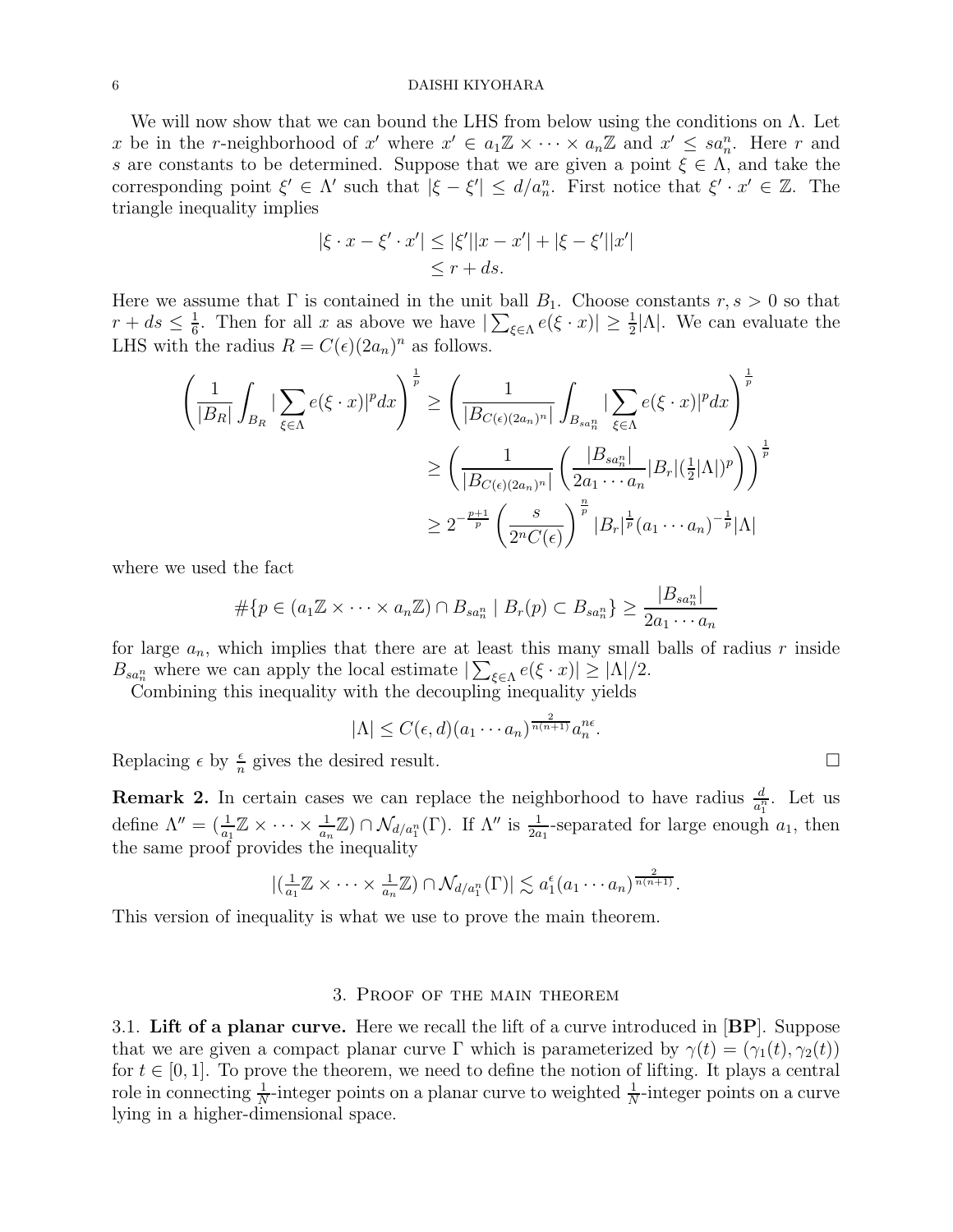We will now show that we can bound the LHS from below using the conditions on $\Lambda$. Let $x$ be in the $r$-neighborhood of $x'$ where $x' \in a_1\mathbb{Z} \times \cdots \times a_n\mathbb{Z}$ and $x' \leq sa_n^n$. Here $r$ and $s$ are constants to be determined. Suppose that we are given a point $\xi \in \Lambda$, and take the corresponding point $\xi' \in \Lambda'$ such that $|\xi - \xi'| \leq d/a_n^n$. First notice that $\xi' \cdot x' \in \mathbb{Z}$. The triangle inequality implies

$$\begin{aligned} |\xi \cdot x - \xi' \cdot x'| &\leq |\xi'||x - x'| + |\xi - \xi'||x'| \\ &\leq r + ds. \end{aligned}$$

Here we assume that $\Gamma$ is contained in the unit ball $B_1$. Choose constants $r, s > 0$ so that $r + ds \leq \frac{1}{6}$. Then for all $x$ as above we have $|\sum_{\xi\in\Lambda} e(\xi \cdot x)| \geq \frac{1}{2}|\Lambda|$. We can evaluate the LHS with the radius $R = C(\epsilon)(2a_n)^n$ as follows.

$$\begin{aligned} \left( \frac{1}{|B_R|} \int_{B_R} |\sum_{\xi\in\Lambda} e(\xi \cdot x)|^p dx \right)^{\frac{1}{p}} &\geq \left( \frac{1}{|B_{C(\epsilon)(2a_n)^n}|} \int_{B_{sa_n^n}} |\sum_{\xi\in\Lambda} e(\xi \cdot x)|^p dx \right)^{\frac{1}{p}} \\ &\geq \left( \frac{1}{|B_{C(\epsilon)(2a_n)^n}|} \left( \frac{|B_{sa_n^n}|}{2a_1 \cdots a_n} |B_r| (\tfrac{1}{2}|\Lambda|)^p \right) \right)^{\frac{1}{p}} \\ &\geq 2^{-\frac{p+1}{p}} \left( \frac{s}{2^n C(\epsilon)} \right)^{\frac{n}{p}} |B_r|^{\frac{1}{p}} (a_1 \cdots a_n)^{-\frac{1}{p}} |\Lambda| \end{aligned}$$

where we used the fact

$$\#\{p \in (a_1\mathbb{Z} \times \cdots \times a_n\mathbb{Z}) \cap B_{sa_n^n} \mid B_r(p) \subset B_{sa_n^n}\} \geq \frac{|B_{sa_n^n}|}{2a_1 \cdots a_n}$$

for large $a_n$, which implies that there are at least this many small balls of radius $r$ inside $B_{sa_n^n}$ where we can apply the local estimate $|\sum_{\xi\in\Lambda} e(\xi \cdot x)| \geq |\Lambda|/2$.

Combining this inequality with the decoupling inequality yields

$$|\Lambda| \leq C(\epsilon, d)(a_1 \cdots a_n)^{\frac{2}{n(n+1)}} a_n^{n\epsilon}.$$

Replacing $\epsilon$ by $\frac{\epsilon}{n}$ gives the desired result. $\square$

**Remark 2.** In certain cases we can replace the neighborhood to have radius $\frac{d}{a_1^n}$. Let us define $\Lambda'' = (\frac{1}{a_1}\mathbb{Z} \times \cdots \times \frac{1}{a_n}\mathbb{Z}) \cap \mathcal{N}_{d/a_1^n}(\Gamma)$. If $\Lambda''$ is $\frac{1}{2a_1}$-separated for large enough $a_1$, then the same proof provides the inequality

$$|(\tfrac{1}{a_1}\mathbb{Z} \times \cdots \times \tfrac{1}{a_n}\mathbb{Z}) \cap \mathcal{N}_{d/a_1^n}(\Gamma)| \lesssim a_1^{\epsilon}(a_1 \cdots a_n)^{\frac{2}{n(n+1)}}.$$

This version of inequality is what we use to prove the main theorem.

## 3. Proof of the main theorem

3.1. **Lift of a planar curve.** Here we recall the lift of a curve introduced in [**BP**]. Suppose that we are given a compact planar curve $\Gamma$ which is parameterized by $\gamma(t) = (\gamma_1(t), \gamma_2(t))$ for $t \in [0, 1]$. To prove the theorem, we need to define the notion of lifting. It plays a central role in connecting $\frac{1}{N}$-integer points on a planar curve to weighted $\frac{1}{N}$-integer points on a curve lying in a higher-dimensional space.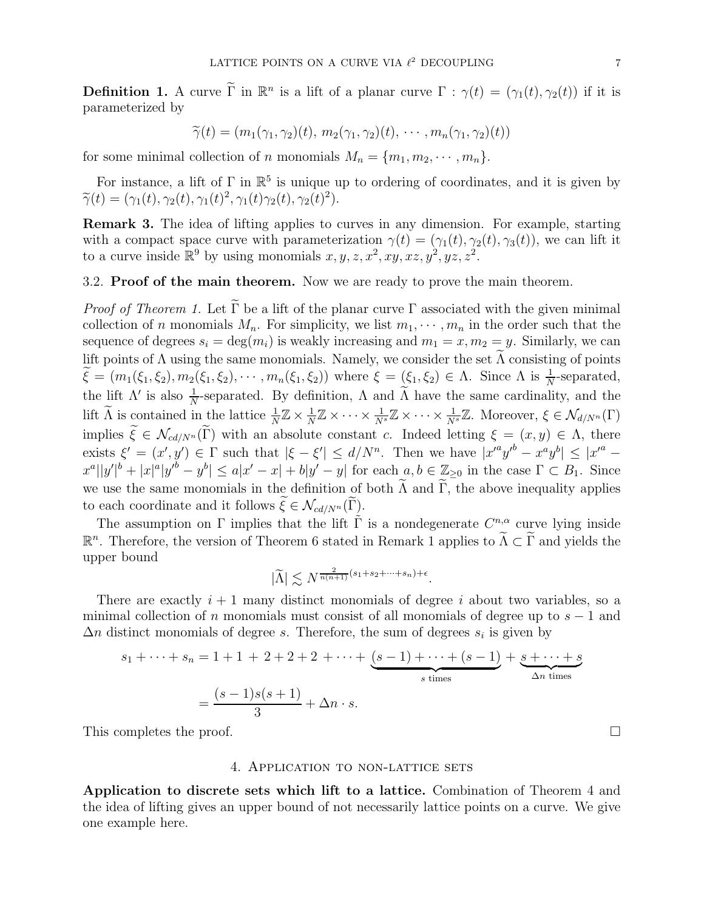**Definition 1.** A curve $\widetilde{\Gamma}$ in $\mathbb{R}^n$ is a lift of a planar curve $\Gamma : \gamma(t) = (\gamma_1(t), \gamma_2(t))$ if it is parameterized by

$$\widetilde{\gamma}(t) = (m_1(\gamma_1, \gamma_2)(t),\, m_2(\gamma_1, \gamma_2)(t), \cdots, m_n(\gamma_1, \gamma_2)(t))$$

for some minimal collection of $n$ monomials $M_n = \{m_1, m_2, \cdots, m_n\}$.

For instance, a lift of $\Gamma$ in $\mathbb{R}^5$ is unique up to ordering of coordinates, and it is given by $\widetilde{\gamma}(t) = (\gamma_1(t), \gamma_2(t), \gamma_1(t)^2, \gamma_1(t)\gamma_2(t), \gamma_2(t)^2)$.

**Remark 3.** The idea of lifting applies to curves in any dimension. For example, starting with a compact space curve with parameterization $\gamma(t) = (\gamma_1(t), \gamma_2(t), \gamma_3(t))$, we can lift it to a curve inside $\mathbb{R}^9$ by using monomials $x, y, z, x^2, xy, xz, y^2, yz, z^2$.

3.2. **Proof of the main theorem.** Now we are ready to prove the main theorem.

*Proof of Theorem 1.* Let $\widetilde{\Gamma}$ be a lift of the planar curve $\Gamma$ associated with the given minimal collection of $n$ monomials $M_n$. For simplicity, we list $m_1, \cdots, m_n$ in the order such that the sequence of degrees $s_i = \deg(m_i)$ is weakly increasing and $m_1 = x, m_2 = y$. Similarly, we can lift points of $\Lambda$ using the same monomials. Namely, we consider the set $\widetilde{\Lambda}$ consisting of points $\widetilde{\xi} = (m_1(\xi_1, \xi_2), m_2(\xi_1, \xi_2), \cdots, m_n(\xi_1, \xi_2))$ where $\xi = (\xi_1, \xi_2) \in \Lambda$. Since $\Lambda$ is $\frac{1}{N}$-separated, the lift $\Lambda'$ is also $\frac{1}{N}$-separated. By definition, $\Lambda$ and $\widetilde{\Lambda}$ have the same cardinality, and the lift $\widetilde{\Lambda}$ is contained in the lattice $\frac{1}{N}\mathbb{Z} \times \frac{1}{N}\mathbb{Z} \times \cdots \times \frac{1}{N^s}\mathbb{Z} \times \cdots \times \frac{1}{N^s}\mathbb{Z}$. Moreover, $\xi \in \mathcal{N}_{d/N^n}(\Gamma)$ implies $\widetilde{\xi} \in \mathcal{N}_{cd/N^n}(\widetilde{\Gamma})$ with an absolute constant $c$. Indeed letting $\xi = (x, y) \in \Lambda$, there exists $\xi' = (x', y') \in \Gamma$ such that $|\xi - \xi'| \le d/N^n$. Then we have $|x'^a y'^b - x^a y^b| \le |x'^a - x^a||y'|^b + |x|^a|y'^b - y^b| \le a|x' - x| + b|y' - y|$ for each $a, b \in \mathbb{Z}_{\ge 0}$ in the case $\Gamma \subset B_1$. Since we use the same monomials in the definition of both $\widetilde{\Lambda}$ and $\widetilde{\Gamma}$, the above inequality applies to each coordinate and it follows $\widetilde{\xi} \in \mathcal{N}_{cd/N^n}(\widetilde{\Gamma})$.

The assumption on $\Gamma$ implies that the lift $\widetilde{\Gamma}$ is a nondegenerate $C^{n,\alpha}$ curve lying inside $\mathbb{R}^n$. Therefore, the version of Theorem 6 stated in Remark 1 applies to $\widetilde{\Lambda} \subset \widetilde{\Gamma}$ and yields the upper bound

$$|\widetilde{\Lambda}| \lesssim N^{\frac{2}{n(n+1)}(s_1 + s_2 + \cdots + s_n) + \epsilon}.$$

There are exactly $i + 1$ many distinct monomials of degree $i$ about two variables, so a minimal collection of $n$ monomials must consist of all monomials of degree up to $s - 1$ and $\Delta n$ distinct monomials of degree $s$. Therefore, the sum of degrees $s_i$ is given by

$$\begin{aligned} s_1 + \cdots + s_n &= 1 + 1 \; + \; 2 + 2 + 2 \; + \cdots + \underbrace{(s-1) + \cdots + (s-1)}_{s \text{ times}} + \underbrace{s + \cdots + s}_{\Delta n \text{ times}} \\ &= \frac{(s-1)s(s+1)}{3} + \Delta n \cdot s. \end{aligned}$$

This completes the proof. $\square$

## 4. Application to non-lattice sets

**Application to discrete sets which lift to a lattice.** Combination of Theorem 4 and the idea of lifting gives an upper bound of not necessarily lattice points on a curve. We give one example here.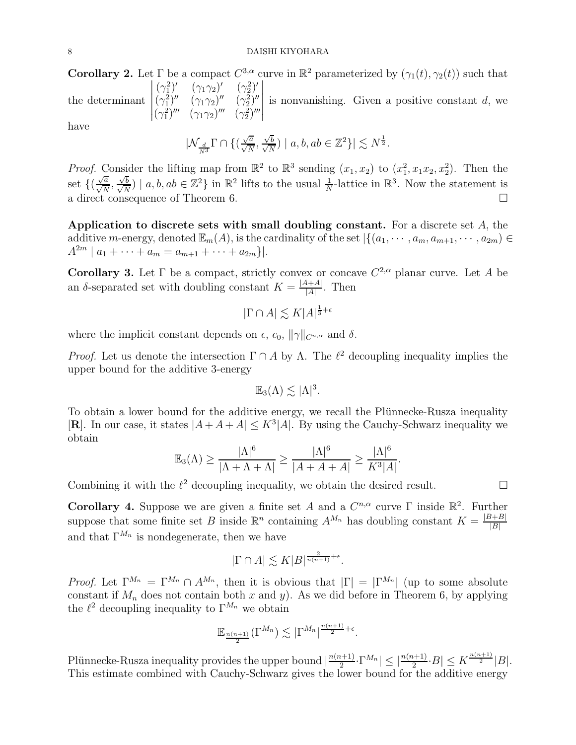**Corollary 2.** Let $\Gamma$ be a compact $C^{3,\alpha}$ curve in $\mathbb{R}^2$ parameterized by $(\gamma_1(t), \gamma_2(t))$ such that the determinant $\begin{vmatrix} (\gamma_1^2)' & (\gamma_1\gamma_2)' & (\gamma_2^2)' \\ (\gamma_1^2)'' & (\gamma_1\gamma_2)'' & (\gamma_2^2)'' \\ (\gamma_1^2)''' & (\gamma_1\gamma_2)''' & (\gamma_2^2)''' \end{vmatrix}$ is nonvanishing. Given a positive constant $d$, we have

$$|\mathcal{N}_{\frac{d}{N^3}}\Gamma \cap \{(\tfrac{\sqrt{a}}{\sqrt{N}}, \tfrac{\sqrt{b}}{\sqrt{N}}) \mid a, b, ab \in \mathbb{Z}^2\}| \lesssim N^{\frac{1}{2}}.$$

*Proof.* Consider the lifting map from $\mathbb{R}^2$ to $\mathbb{R}^3$ sending $(x_1, x_2)$ to $(x_1^2, x_1x_2, x_2^2)$. Then the set $\{(\frac{\sqrt{a}}{\sqrt{N}}, \frac{\sqrt{b}}{\sqrt{N}}) \mid a, b, ab \in \mathbb{Z}^2\}$ in $\mathbb{R}^2$ lifts to the usual $\frac{1}{N}$-lattice in $\mathbb{R}^3$. Now the statement is a direct consequence of Theorem 6. $\square$

**Application to discrete sets with small doubling constant.** For a discrete set $A$, the additive $m$-energy, denoted $\mathbb{E}_m(A)$, is the cardinality of the set $|\{(a_1, \cdots, a_m, a_{m+1}, \cdots, a_{2m}) \in A^{2m} \mid a_1 + \cdots + a_m = a_{m+1} + \cdots + a_{2m}\}|$.

**Corollary 3.** Let $\Gamma$ be a compact, strictly convex or concave $C^{2,\alpha}$ planar curve. Let $A$ be an $\delta$-separated set with doubling constant $K = \frac{|A+A|}{|A|}$. Then

$$|\Gamma \cap A| \lesssim K|A|^{\frac{1}{3}+\epsilon}$$

where the implicit constant depends on $\epsilon$, $c_0$, $\|\gamma\|_{C^{n,\alpha}}$ and $\delta$.

*Proof.* Let us denote the intersection $\Gamma \cap A$ by $\Lambda$. The $\ell^2$ decoupling inequality implies the upper bound for the additive 3-energy

$$\mathbb{E}_3(\Lambda) \lesssim |\Lambda|^3.$$

To obtain a lower bound for the additive energy, we recall the Plünnecke-Rusza inequality [**R**]. In our case, it states $|A+A+A| \leq K^3|A|$. By using the Cauchy-Schwarz inequality we obtain

$$\mathbb{E}_3(\Lambda) \geq \frac{|\Lambda|^6}{|\Lambda+\Lambda+\Lambda|} \geq \frac{|\Lambda|^6}{|A+A+A|} \geq \frac{|\Lambda|^6}{K^3|A|}.$$

Combining it with the $\ell^2$ decoupling inequality, we obtain the desired result. $\square$

**Corollary 4.** Suppose we are given a finite set $A$ and a $C^{n,\alpha}$ curve $\Gamma$ inside $\mathbb{R}^2$. Further suppose that some finite set $B$ inside $\mathbb{R}^n$ containing $A^{M_n}$ has doubling constant $K = \frac{|B+B|}{|B|}$ and that $\Gamma^{M_n}$ is nondegenerate, then we have

$$|\Gamma \cap A| \lesssim K|B|^{\frac{2}{n(n+1)}+\epsilon}.$$

*Proof.* Let $\Gamma^{M_n} = \Gamma^{M_n} \cap A^{M_n}$, then it is obvious that $|\Gamma| = |\Gamma^{M_n}|$ (up to some absolute constant if $M_n$ does not contain both $x$ and $y$). As we did before in Theorem 6, by applying the $\ell^2$ decoupling inequality to $\Gamma^{M_n}$ we obtain

$$\mathbb{E}_{\frac{n(n+1)}{2}}(\Gamma^{M_n}) \lesssim |\Gamma^{M_n}|^{\frac{n(n+1)}{2}+\epsilon}.$$

Plünnecke-Rusza inequality provides the upper bound $|\frac{n(n+1)}{2}\cdot\Gamma^{M_n}| \leq |\frac{n(n+1)}{2}\cdot B| \leq K^{\frac{n(n+1)}{2}}|B|$. This estimate combined with Cauchy-Schwarz gives the lower bound for the additive energy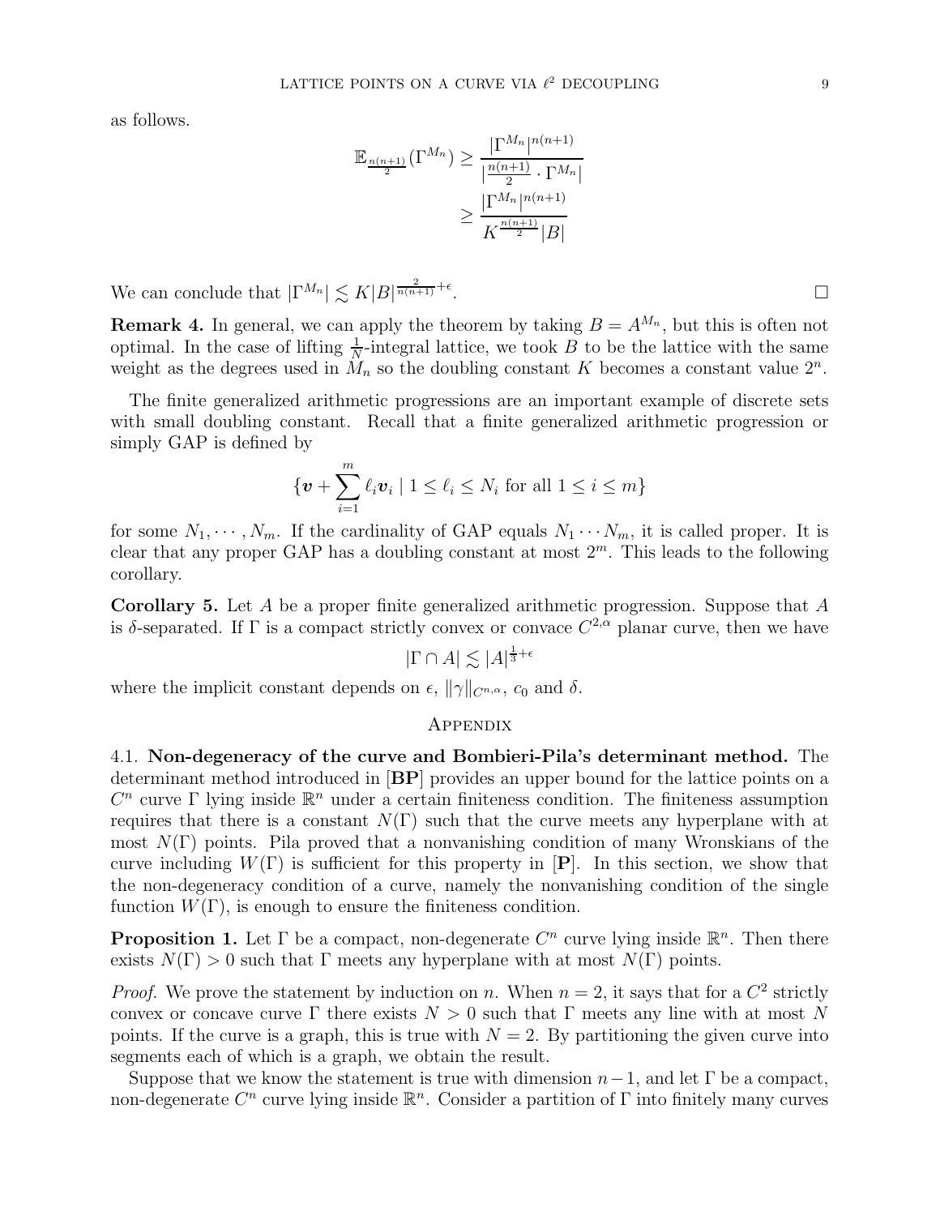as follows.

$$
\begin{aligned}
\mathbb{E}_{\frac{n(n+1)}{2}}(\Gamma^{M_n}) &\geq \frac{|\Gamma^{M_n}|^{n(n+1)}}{|\frac{n(n+1)}{2}\cdot\Gamma^{M_n}|} \\
&\geq \frac{|\Gamma^{M_n}|^{n(n+1)}}{K^{\frac{n(n+1)}{2}}|B|}
\end{aligned}
$$

We can conclude that $|\Gamma^{M_n}| \lesssim K|B|^{\frac{2}{n(n+1)}+\epsilon}$. □

**Remark 4.** In general, we can apply the theorem by taking $B = A^{M_n}$, but this is often not optimal. In the case of lifting $\frac{1}{N}$-integral lattice, we took $B$ to be the lattice with the same weight as the degrees used in $M_n$ so the doubling constant $K$ becomes a constant value $2^n$.

The finite generalized arithmetic progressions are an important example of discrete sets with small doubling constant. Recall that a finite generalized arithmetic progression or simply GAP is defined by

$$
\{\boldsymbol{v} + \sum_{i=1}^{m} \ell_i \boldsymbol{v}_i \mid 1 \leq \ell_i \leq N_i \text{ for all } 1 \leq i \leq m\}
$$

for some $N_1, \cdots, N_m$. If the cardinality of GAP equals $N_1 \cdots N_m$, it is called proper. It is clear that any proper GAP has a doubling constant at most $2^m$. This leads to the following corollary.

**Corollary 5.** Let $A$ be a proper finite generalized arithmetic progression. Suppose that $A$ is $\delta$-separated. If $\Gamma$ is a compact strictly convex or convace $C^{2,\alpha}$ planar curve, then we have

$$
|\Gamma \cap A| \lesssim |A|^{\frac{1}{3}+\epsilon}
$$

where the implicit constant depends on $\epsilon$, $\|\gamma\|_{C^{n,\alpha}}$, $c_0$ and $\delta$.

## Appendix

4.1. **Non-degeneracy of the curve and Bombieri-Pila's determinant method.** The determinant method introduced in [**BP**] provides an upper bound for the lattice points on a $C^n$ curve $\Gamma$ lying inside $\mathbb{R}^n$ under a certain finiteness condition. The finiteness assumption requires that there is a constant $N(\Gamma)$ such that the curve meets any hyperplane with at most $N(\Gamma)$ points. Pila proved that a nonvanishing condition of many Wronskians of the curve including $W(\Gamma)$ is sufficient for this property in [**P**]. In this section, we show that the non-degeneracy condition of a curve, namely the nonvanishing condition of the single function $W(\Gamma)$, is enough to ensure the finiteness condition.

**Proposition 1.** Let $\Gamma$ be a compact, non-degenerate $C^n$ curve lying inside $\mathbb{R}^n$. Then there exists $N(\Gamma) > 0$ such that $\Gamma$ meets any hyperplane with at most $N(\Gamma)$ points.

*Proof.* We prove the statement by induction on $n$. When $n = 2$, it says that for a $C^2$ strictly convex or concave curve $\Gamma$ there exists $N > 0$ such that $\Gamma$ meets any line with at most $N$ points. If the curve is a graph, this is true with $N = 2$. By partitioning the given curve into segments each of which is a graph, we obtain the result.

Suppose that we know the statement is true with dimension $n-1$, and let $\Gamma$ be a compact, non-degenerate $C^n$ curve lying inside $\mathbb{R}^n$. Consider a partition of $\Gamma$ into finitely many curves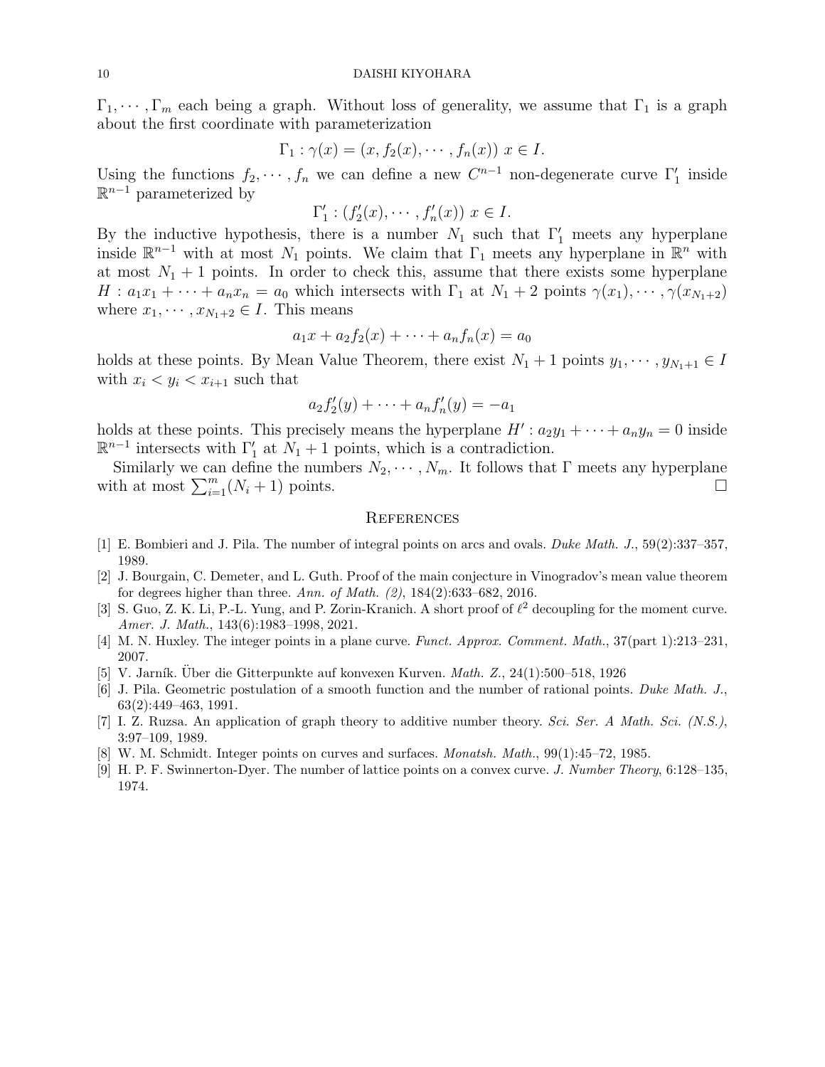$\Gamma_1, \cdots, \Gamma_m$ each being a graph. Without loss of generality, we assume that $\Gamma_1$ is a graph about the first coordinate with parameterization

$$\Gamma_1 : \gamma(x) = (x, f_2(x), \cdots, f_n(x)) \ x \in I.$$

Using the functions $f_2, \cdots, f_n$ we can define a new $C^{n-1}$ non-degenerate curve $\Gamma_1'$ inside $\mathbb{R}^{n-1}$ parameterized by

$$\Gamma_1' : (f_2'(x), \cdots, f_n'(x)) \ x \in I.$$

By the inductive hypothesis, there is a number $N_1$ such that $\Gamma_1'$ meets any hyperplane inside $\mathbb{R}^{n-1}$ with at most $N_1$ points. We claim that $\Gamma_1$ meets any hyperplane in $\mathbb{R}^n$ with at most $N_1 + 1$ points. In order to check this, assume that there exists some hyperplane $H : a_1x_1 + \cdots + a_nx_n = a_0$ which intersects with $\Gamma_1$ at $N_1 + 2$ points $\gamma(x_1), \cdots, \gamma(x_{N_1+2})$ where $x_1, \cdots, x_{N_1+2} \in I$. This means

$$a_1x + a_2f_2(x) + \cdots + a_nf_n(x) = a_0$$

holds at these points. By Mean Value Theorem, there exist $N_1 + 1$ points $y_1, \cdots, y_{N_1+1} \in I$ with $x_i < y_i < x_{i+1}$ such that

$$a_2f_2'(y) + \cdots + a_nf_n'(y) = -a_1$$

holds at these points. This precisely means the hyperplane $H' : a_2y_1 + \cdots + a_ny_n = 0$ inside $\mathbb{R}^{n-1}$ intersects with $\Gamma_1'$ at $N_1 + 1$ points, which is a contradiction.

Similarly we can define the numbers $N_2, \cdots, N_m$. It follows that $\Gamma$ meets any hyperplane with at most $\sum_{i=1}^{m}(N_i + 1)$ points. $\square$

## References

[1] E. Bombieri and J. Pila. The number of integral points on arcs and ovals. *Duke Math. J.*, 59(2):337–357, 1989.

[2] J. Bourgain, C. Demeter, and L. Guth. Proof of the main conjecture in Vinogradov's mean value theorem for degrees higher than three. *Ann. of Math. (2)*, 184(2):633–682, 2016.

[3] S. Guo, Z. K. Li, P.-L. Yung, and P. Zorin-Kranich. A short proof of $\ell^2$ decoupling for the moment curve. *Amer. J. Math.*, 143(6):1983–1998, 2021.

[4] M. N. Huxley. The integer points in a plane curve. *Funct. Approx. Comment. Math.*, 37(part 1):213–231, 2007.

[5] V. Jarník. Über die Gitterpunkte auf konvexen Kurven. *Math. Z.*, 24(1):500–518, 1926

[6] J. Pila. Geometric postulation of a smooth function and the number of rational points. *Duke Math. J.*, 63(2):449–463, 1991.

[7] I. Z. Ruzsa. An application of graph theory to additive number theory. *Sci. Ser. A Math. Sci. (N.S.)*, 3:97–109, 1989.

[8] W. M. Schmidt. Integer points on curves and surfaces. *Monatsh. Math.*, 99(1):45–72, 1985.

[9] H. P. F. Swinnerton-Dyer. The number of lattice points on a convex curve. *J. Number Theory*, 6:128–135, 1974.